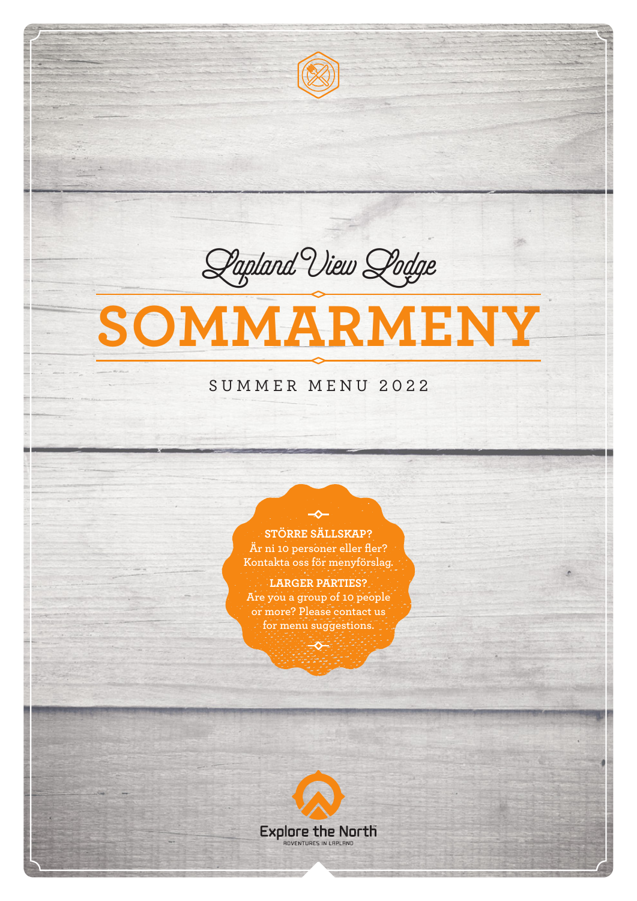Lapland View Lodge

# SOMMARMENY

SUMMER MENU 2022

**STÖRRE SÄLLSKAP?**
Är ni 10 personer eller fler? Kontakta oss för menyförslag.

**LARGER PARTIES?**
Are you a group of 10 people or more? Please contact us for menu suggestions.

Explore the North
ADVENTURES IN LAPLAND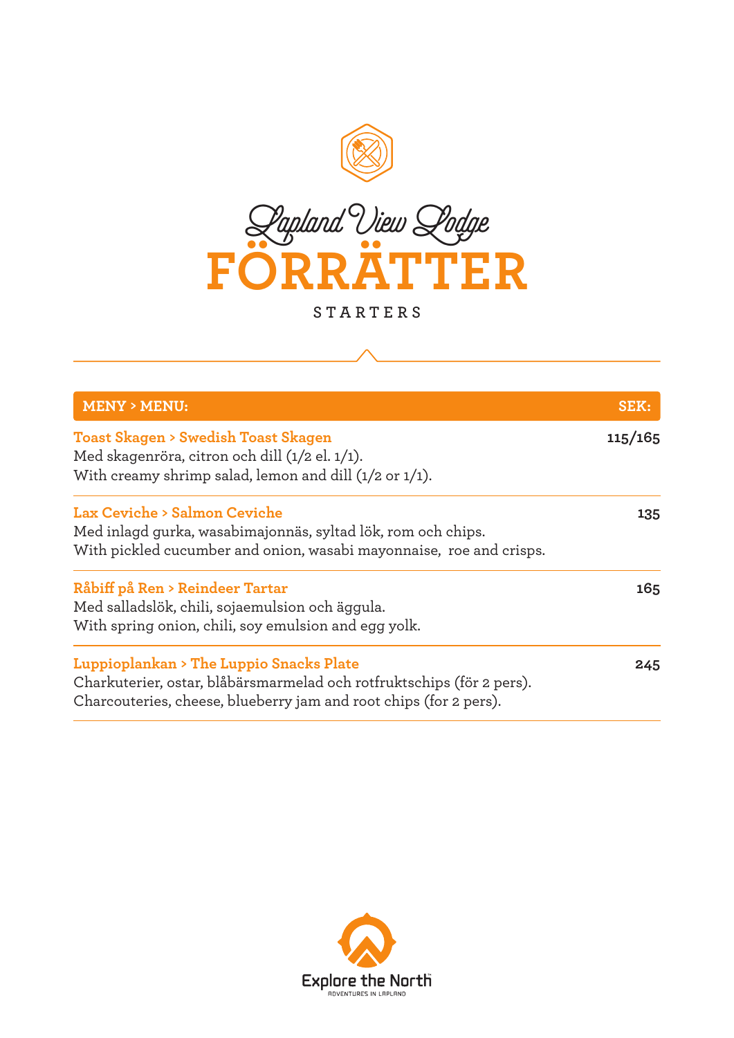Lapland View Lodge

# FÖRRÄTTER

STARTERS

| MENY > MENU: | SEK: |
|---|---|
| **Toast Skagen > Swedish Toast Skagen**<br>Med skagenröra, citron och dill (1/2 el. 1/1).<br>With creamy shrimp salad, lemon and dill (1/2 or 1/1). | 115/165 |
| **Lax Ceviche > Salmon Ceviche**<br>Med inlagd gurka, wasabimajonnäs, syltad lök, rom och chips.<br>With pickled cucumber and onion, wasabi mayonnaise, roe and crisps. | 135 |
| **Råbiff på Ren > Reindeer Tartar**<br>Med salladslök, chili, sojaemulsion och äggula.<br>With spring onion, chili, soy emulsion and egg yolk. | 165 |
| **Luppioplankan > The Luppio Snacks Plate**<br>Charkuterier, ostar, blåbärsmarmelad och rotfruktschips (för 2 pers).<br>Charcouteries, cheese, blueberry jam and root chips (for 2 pers). | 245 |

Explore the North

ADVENTURES IN LAPLAND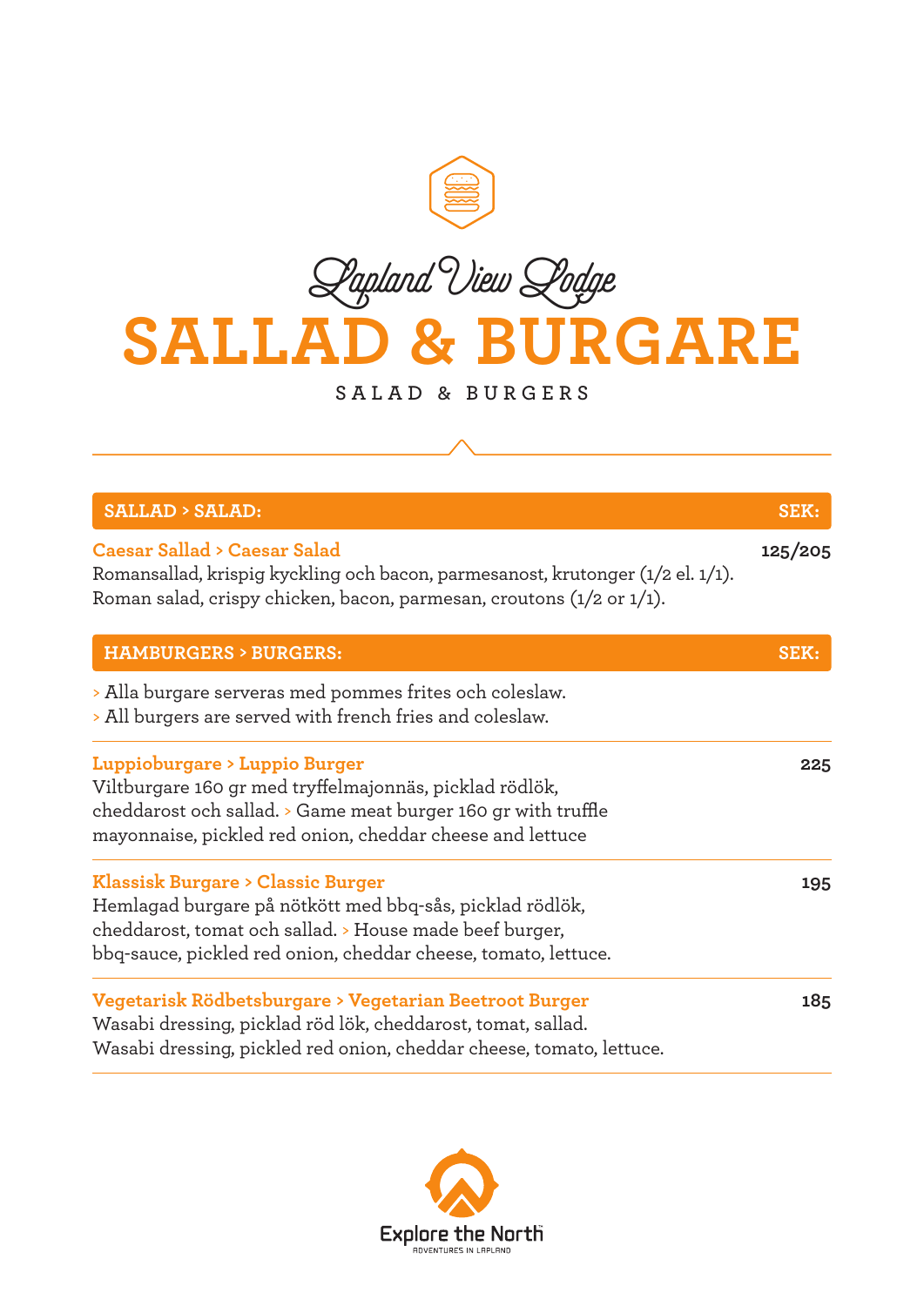Lapland View Lodge

# SALLAD & BURGARE

SALAD & BURGERS

## SALLAD > SALAD: SEK:

**Caesar Sallad > Caesar Salad** — 125/205

Romansallad, krispig kyckling och bacon, parmesanost, krutonger (1/2 el. 1/1).
Roman salad, crispy chicken, bacon, parmesan, croutons (1/2 or 1/1).

## HAMBURGERS > BURGERS: SEK:

> Alla burgare serveras med pommes frites och coleslaw.
> All burgers are served with french fries and coleslaw.

**Luppioburgare > Luppio Burger** — 225

Viltburgare 160 gr med tryffelmajonnäs, picklad rödlök, cheddarost och sallad. > Game meat burger 160 gr with truffle mayonnaise, pickled red onion, cheddar cheese and lettuce

**Klassisk Burgare > Classic Burger** — 195

Hemlagad burgare på nötkött med bbq-sås, picklad rödlök, cheddarost, tomat och sallad. > House made beef burger, bbq-sauce, pickled red onion, cheddar cheese, tomato, lettuce.

**Vegetarisk Rödbetsburgare > Vegetarian Beetroot Burger** — 185

Wasabi dressing, picklad röd lök, cheddarost, tomat, sallad.
Wasabi dressing, pickled red onion, cheddar cheese, tomato, lettuce.

Explore the North
ADVENTURES IN LAPLAND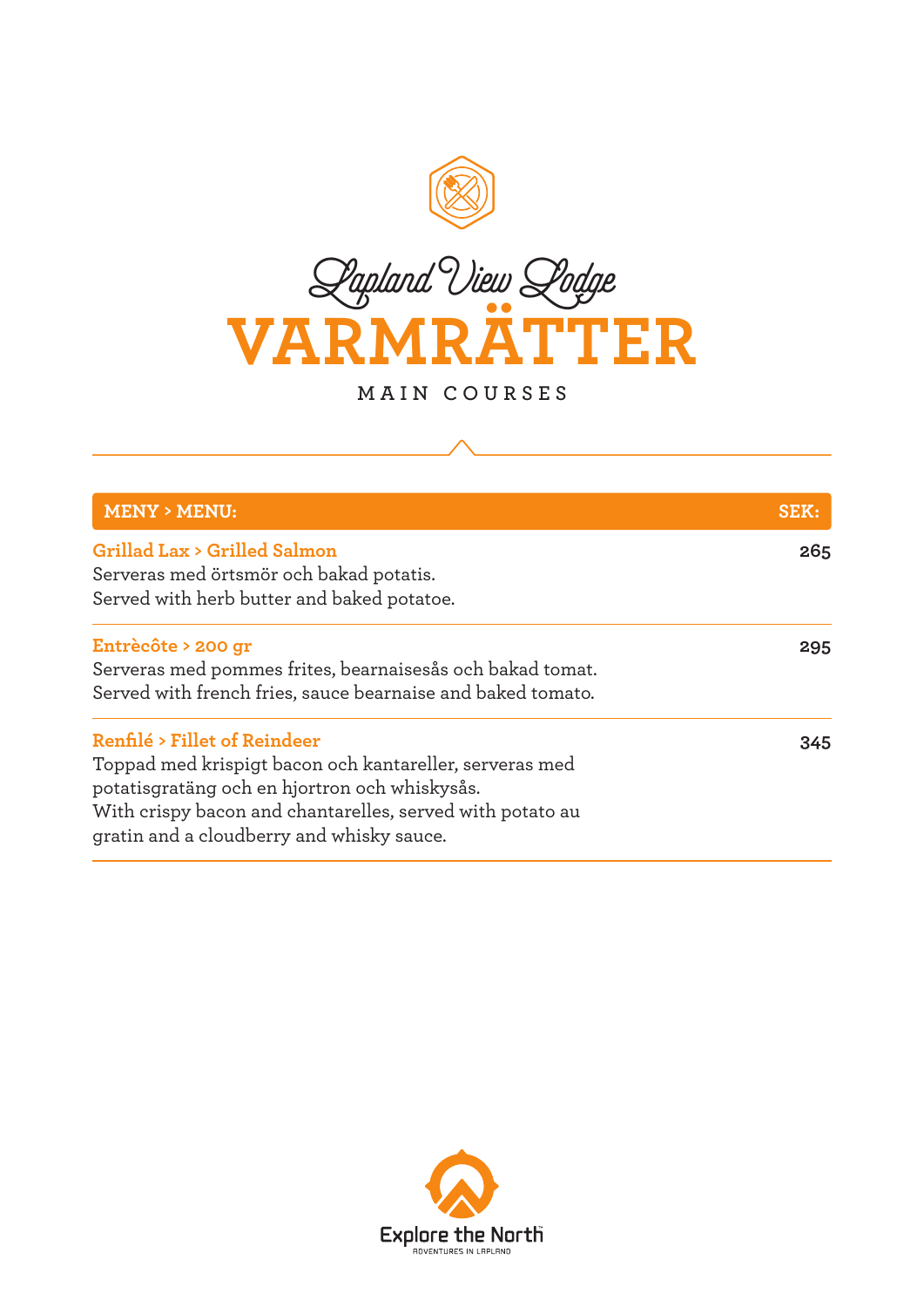Lapland View Lodge

# VARMRÄTTER

MAIN COURSES

| MENY > MENU: | SEK: |
| --- | --- |
| **Grillad Lax > Grilled Salmon**<br>Serveras med örtsmör och bakad potatis.<br>Served with herb butter and baked potatoe. | 265 |
| **Entrècôte > 200 gr**<br>Serveras med pommes frites, bearnaisesås och bakad tomat.<br>Served with french fries, sauce bearnaise and baked tomato. | 295 |
| **Renfilé > Fillet of Reindeer**<br>Toppad med krispigt bacon och kantareller, serveras med potatisgratäng och en hjortron och whiskysås.<br>With crispy bacon and chantarelles, served with potato au gratin and a cloudberry and whisky sauce. | 345 |

Explore the North
ADVENTURES IN LAPLAND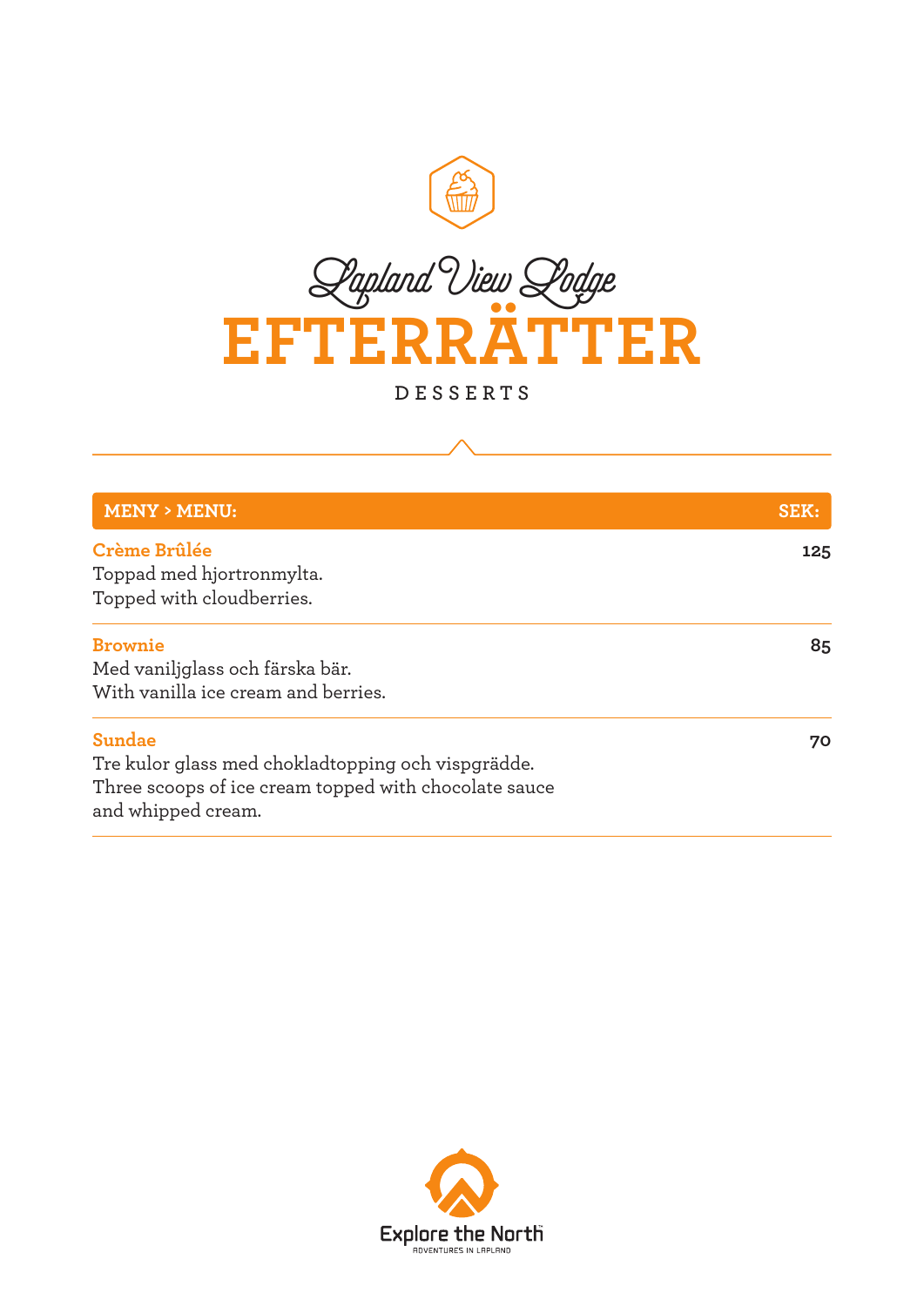Lapland View Lodge

# EFTERRÄTTER

DESSERTS

| MENY > MENU: | SEK: |
| --- | --- |
| **Crème Brûlée**<br>Toppad med hjortronmylta.<br>Topped with cloudberries. | 125 |
| **Brownie**<br>Med vaniljglass och färska bär.<br>With vanilla ice cream and berries. | 85 |
| **Sundae**<br>Tre kulor glass med chokladtopping och vispgrädde.<br>Three scoops of ice cream topped with chocolate sauce and whipped cream. | 70 |

Explore the North™

ADVENTURES IN LAPLAND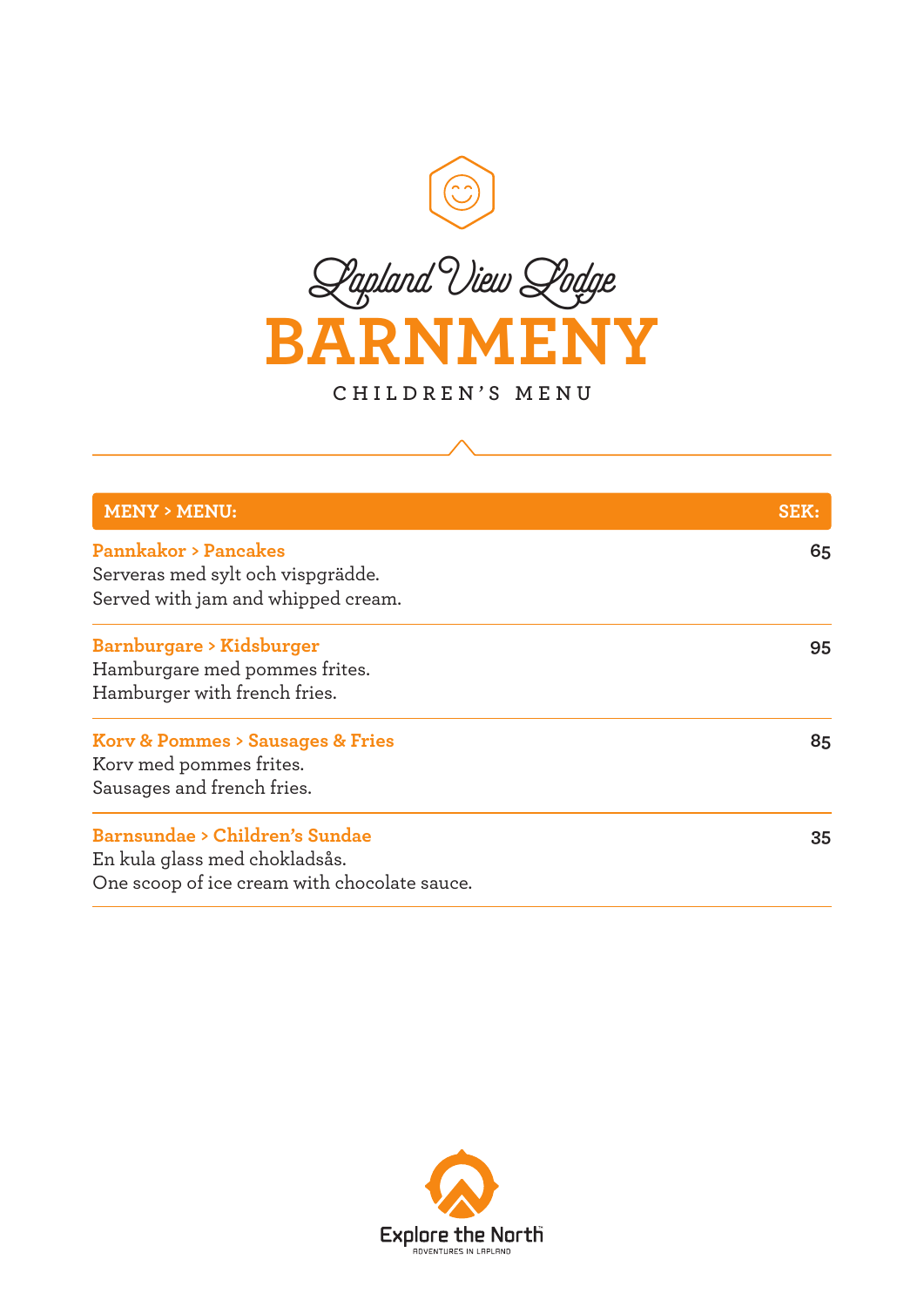Lapland View Lodge

# BARNMENY

CHILDREN'S MENU

| MENY > MENU: | SEK: |
|---|---|
| **Pannkakor > Pancakes**<br>Serveras med sylt och vispgrädde.<br>Served with jam and whipped cream. | 65 |
| **Barnburgare > Kidsburger**<br>Hamburgare med pommes frites.<br>Hamburger with french fries. | 95 |
| **Korv & Pommes > Sausages & Fries**<br>Korv med pommes frites.<br>Sausages and french fries. | 85 |
| **Barnsundae > Children's Sundae**<br>En kula glass med chokladsås.<br>One scoop of ice cream with chocolate sauce. | 35 |

Explore the North
ADVENTURES IN LAPLAND